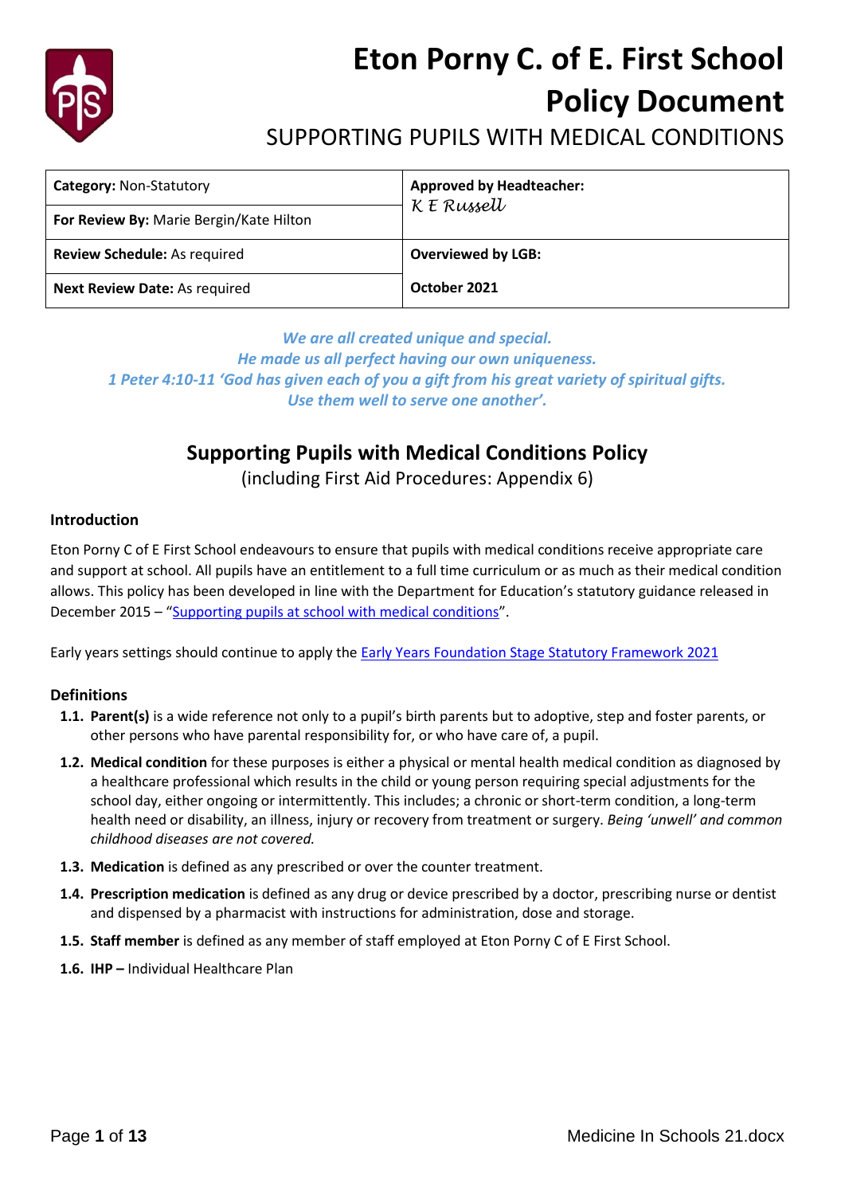# Eton Porny C. of E. First School

# Policy Document

## SUPPORTING PUPILS WITH MEDICAL CONDITIONS

| **Category:** Non-Statutory | **Approved by Headteacher:** K E Russell |
|---|---|
| **For Review By:** Marie Bergin/Kate Hilton | |
| **Review Schedule:** As required | **Overviewed by LGB:** |
| **Next Review Date:** As required | **October 2021** |

*We are all created unique and special.*
*He made us all perfect having our own uniqueness.*
*1 Peter 4:10-11 'God has given each of you a gift from his great variety of spiritual gifts.*
*Use them well to serve one another'.*

## Supporting Pupils with Medical Conditions Policy

(including First Aid Procedures: Appendix 6)

### Introduction

Eton Porny C of E First School endeavours to ensure that pupils with medical conditions receive appropriate care and support at school. All pupils have an entitlement to a full time curriculum or as much as their medical condition allows. This policy has been developed in line with the Department for Education's statutory guidance released in December 2015 – "Supporting pupils at school with medical conditions".

Early years settings should continue to apply the Early Years Foundation Stage Statutory Framework 2021

### Definitions

1.1. **Parent(s)** is a wide reference not only to a pupil's birth parents but to adoptive, step and foster parents, or other persons who have parental responsibility for, or who have care of, a pupil.

1.2. **Medical condition** for these purposes is either a physical or mental health medical condition as diagnosed by a healthcare professional which results in the child or young person requiring special adjustments for the school day, either ongoing or intermittently. This includes; a chronic or short-term condition, a long-term health need or disability, an illness, injury or recovery from treatment or surgery. *Being 'unwell' and common childhood diseases are not covered.*

1.3. **Medication** is defined as any prescribed or over the counter treatment.

1.4. **Prescription medication** is defined as any drug or device prescribed by a doctor, prescribing nurse or dentist and dispensed by a pharmacist with instructions for administration, dose and storage.

1.5. **Staff member** is defined as any member of staff employed at Eton Porny C of E First School.

1.6. **IHP –** Individual Healthcare Plan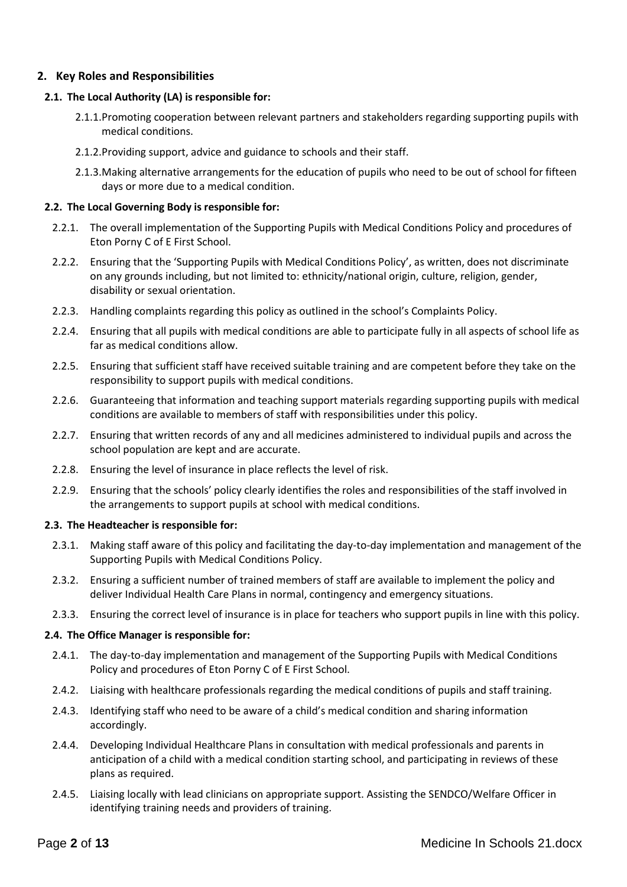## 2. Key Roles and Responsibilities

### 2.1. The Local Authority (LA) is responsible for:

2.1.1. Promoting cooperation between relevant partners and stakeholders regarding supporting pupils with medical conditions.

2.1.2. Providing support, advice and guidance to schools and their staff.

2.1.3. Making alternative arrangements for the education of pupils who need to be out of school for fifteen days or more due to a medical condition.

### 2.2. The Local Governing Body is responsible for:

2.2.1. The overall implementation of the Supporting Pupils with Medical Conditions Policy and procedures of Eton Porny C of E First School.

2.2.2. Ensuring that the 'Supporting Pupils with Medical Conditions Policy', as written, does not discriminate on any grounds including, but not limited to: ethnicity/national origin, culture, religion, gender, disability or sexual orientation.

2.2.3. Handling complaints regarding this policy as outlined in the school's Complaints Policy.

2.2.4. Ensuring that all pupils with medical conditions are able to participate fully in all aspects of school life as far as medical conditions allow.

2.2.5. Ensuring that sufficient staff have received suitable training and are competent before they take on the responsibility to support pupils with medical conditions.

2.2.6. Guaranteeing that information and teaching support materials regarding supporting pupils with medical conditions are available to members of staff with responsibilities under this policy.

2.2.7. Ensuring that written records of any and all medicines administered to individual pupils and across the school population are kept and are accurate.

2.2.8. Ensuring the level of insurance in place reflects the level of risk.

2.2.9. Ensuring that the schools' policy clearly identifies the roles and responsibilities of the staff involved in the arrangements to support pupils at school with medical conditions.

### 2.3. The Headteacher is responsible for:

2.3.1. Making staff aware of this policy and facilitating the day-to-day implementation and management of the Supporting Pupils with Medical Conditions Policy.

2.3.2. Ensuring a sufficient number of trained members of staff are available to implement the policy and deliver Individual Health Care Plans in normal, contingency and emergency situations.

2.3.3. Ensuring the correct level of insurance is in place for teachers who support pupils in line with this policy.

### 2.4. The Office Manager is responsible for:

2.4.1. The day-to-day implementation and management of the Supporting Pupils with Medical Conditions Policy and procedures of Eton Porny C of E First School.

2.4.2. Liaising with healthcare professionals regarding the medical conditions of pupils and staff training.

2.4.3. Identifying staff who need to be aware of a child's medical condition and sharing information accordingly.

2.4.4. Developing Individual Healthcare Plans in consultation with medical professionals and parents in anticipation of a child with a medical condition starting school, and participating in reviews of these plans as required.

2.4.5. Liaising locally with lead clinicians on appropriate support. Assisting the SENDCO/Welfare Officer in identifying training needs and providers of training.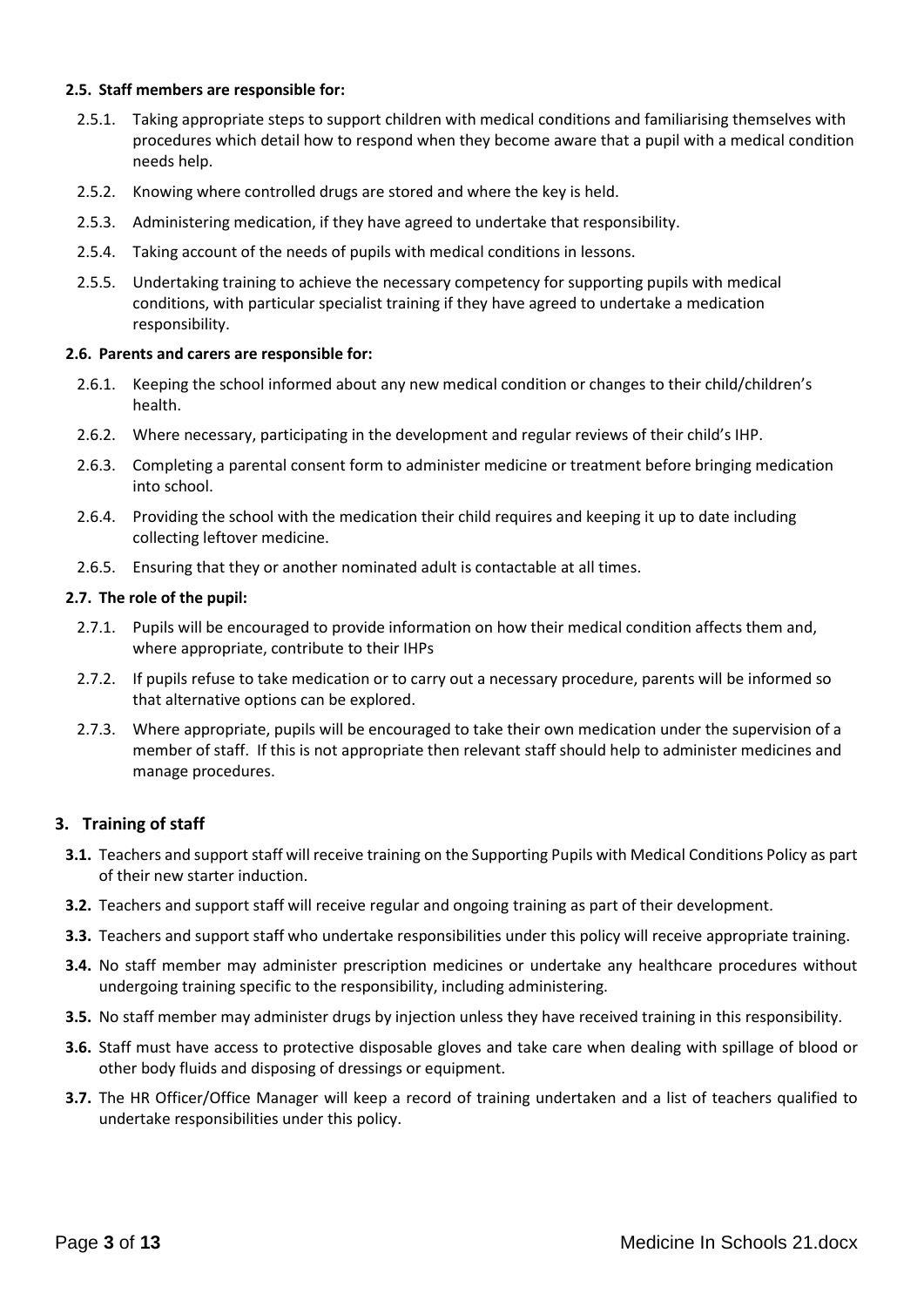**2.5. Staff members are responsible for:**

2.5.1. Taking appropriate steps to support children with medical conditions and familiarising themselves with procedures which detail how to respond when they become aware that a pupil with a medical condition needs help.

2.5.2. Knowing where controlled drugs are stored and where the key is held.

2.5.3. Administering medication, if they have agreed to undertake that responsibility.

2.5.4. Taking account of the needs of pupils with medical conditions in lessons.

2.5.5. Undertaking training to achieve the necessary competency for supporting pupils with medical conditions, with particular specialist training if they have agreed to undertake a medication responsibility.

**2.6. Parents and carers are responsible for:**

2.6.1. Keeping the school informed about any new medical condition or changes to their child/children's health.

2.6.2. Where necessary, participating in the development and regular reviews of their child's IHP.

2.6.3. Completing a parental consent form to administer medicine or treatment before bringing medication into school.

2.6.4. Providing the school with the medication their child requires and keeping it up to date including collecting leftover medicine.

2.6.5. Ensuring that they or another nominated adult is contactable at all times.

**2.7. The role of the pupil:**

2.7.1. Pupils will be encouraged to provide information on how their medical condition affects them and, where appropriate, contribute to their IHPs

2.7.2. If pupils refuse to take medication or to carry out a necessary procedure, parents will be informed so that alternative options can be explored.

2.7.3. Where appropriate, pupils will be encouraged to take their own medication under the supervision of a member of staff. If this is not appropriate then relevant staff should help to administer medicines and manage procedures.

## 3. Training of staff

**3.1.** Teachers and support staff will receive training on the Supporting Pupils with Medical Conditions Policy as part of their new starter induction.

**3.2.** Teachers and support staff will receive regular and ongoing training as part of their development.

**3.3.** Teachers and support staff who undertake responsibilities under this policy will receive appropriate training.

**3.4.** No staff member may administer prescription medicines or undertake any healthcare procedures without undergoing training specific to the responsibility, including administering.

**3.5.** No staff member may administer drugs by injection unless they have received training in this responsibility.

**3.6.** Staff must have access to protective disposable gloves and take care when dealing with spillage of blood or other body fluids and disposing of dressings or equipment.

**3.7.** The HR Officer/Office Manager will keep a record of training undertaken and a list of teachers qualified to undertake responsibilities under this policy.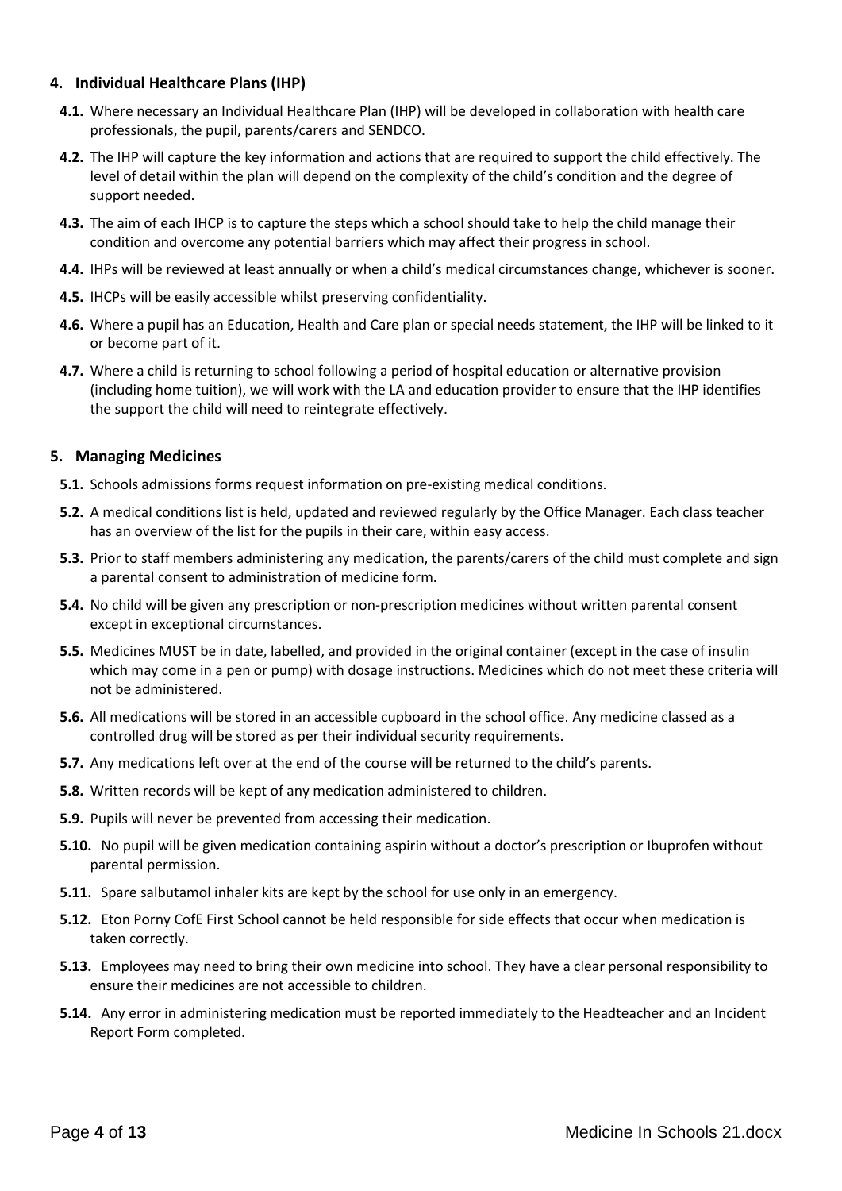## 4. Individual Healthcare Plans (IHP)

**4.1.** Where necessary an Individual Healthcare Plan (IHP) will be developed in collaboration with health care professionals, the pupil, parents/carers and SENDCO.

**4.2.** The IHP will capture the key information and actions that are required to support the child effectively. The level of detail within the plan will depend on the complexity of the child's condition and the degree of support needed.

**4.3.** The aim of each IHCP is to capture the steps which a school should take to help the child manage their condition and overcome any potential barriers which may affect their progress in school.

**4.4.** IHPs will be reviewed at least annually or when a child's medical circumstances change, whichever is sooner.

**4.5.** IHCPs will be easily accessible whilst preserving confidentiality.

**4.6.** Where a pupil has an Education, Health and Care plan or special needs statement, the IHP will be linked to it or become part of it.

**4.7.** Where a child is returning to school following a period of hospital education or alternative provision (including home tuition), we will work with the LA and education provider to ensure that the IHP identifies the support the child will need to reintegrate effectively.

## 5. Managing Medicines

**5.1.** Schools admissions forms request information on pre-existing medical conditions.

**5.2.** A medical conditions list is held, updated and reviewed regularly by the Office Manager. Each class teacher has an overview of the list for the pupils in their care, within easy access.

**5.3.** Prior to staff members administering any medication, the parents/carers of the child must complete and sign a parental consent to administration of medicine form.

**5.4.** No child will be given any prescription or non-prescription medicines without written parental consent except in exceptional circumstances.

**5.5.** Medicines MUST be in date, labelled, and provided in the original container (except in the case of insulin which may come in a pen or pump) with dosage instructions. Medicines which do not meet these criteria will not be administered.

**5.6.** All medications will be stored in an accessible cupboard in the school office. Any medicine classed as a controlled drug will be stored as per their individual security requirements.

**5.7.** Any medications left over at the end of the course will be returned to the child's parents.

**5.8.** Written records will be kept of any medication administered to children.

**5.9.** Pupils will never be prevented from accessing their medication.

**5.10.** No pupil will be given medication containing aspirin without a doctor's prescription or Ibuprofen without parental permission.

**5.11.** Spare salbutamol inhaler kits are kept by the school for use only in an emergency.

**5.12.** Eton Porny CofE First School cannot be held responsible for side effects that occur when medication is taken correctly.

**5.13.** Employees may need to bring their own medicine into school. They have a clear personal responsibility to ensure their medicines are not accessible to children.

**5.14.** Any error in administering medication must be reported immediately to the Headteacher and an Incident Report Form completed.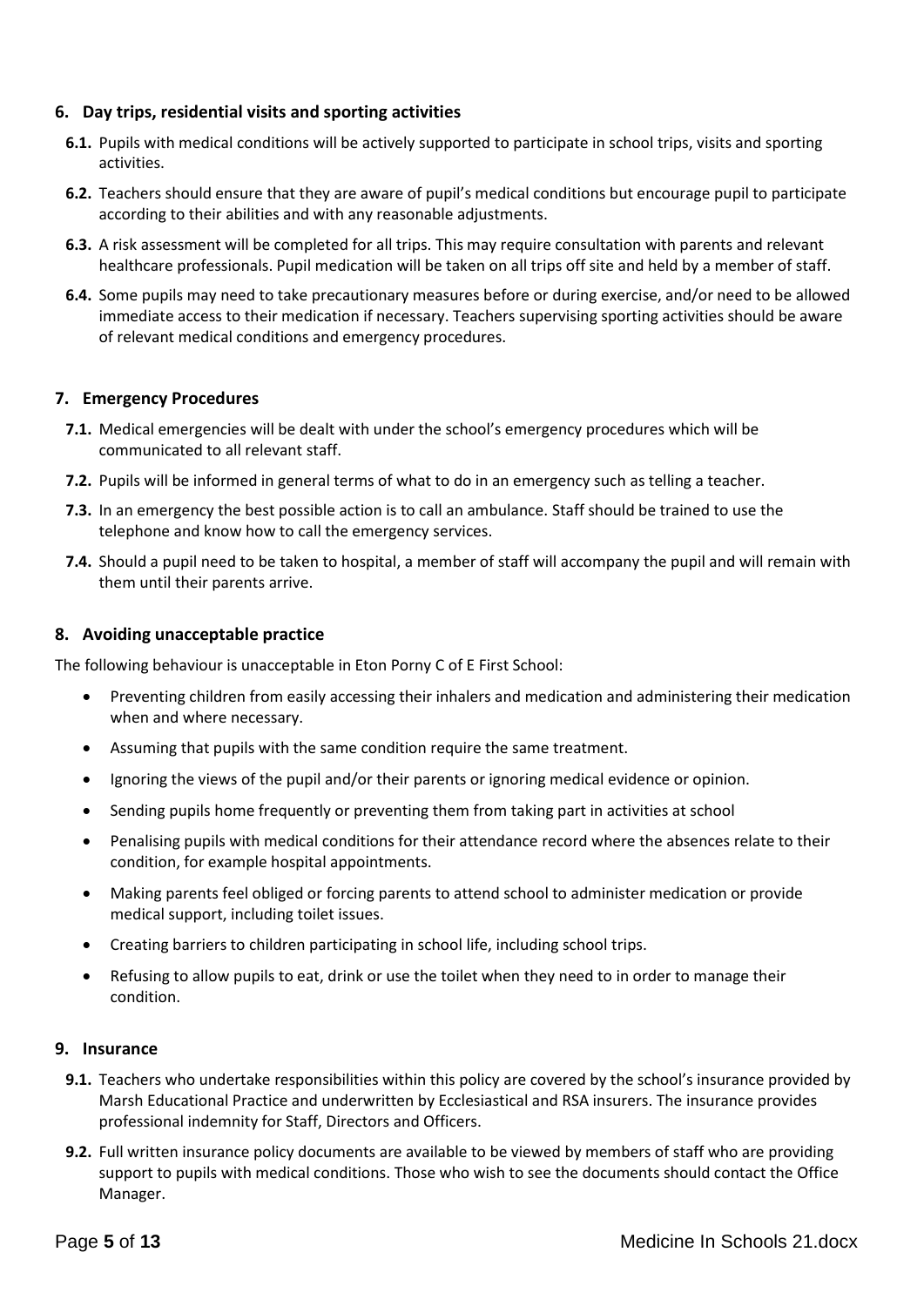## 6. Day trips, residential visits and sporting activities

**6.1.** Pupils with medical conditions will be actively supported to participate in school trips, visits and sporting activities.

**6.2.** Teachers should ensure that they are aware of pupil's medical conditions but encourage pupil to participate according to their abilities and with any reasonable adjustments.

**6.3.** A risk assessment will be completed for all trips. This may require consultation with parents and relevant healthcare professionals. Pupil medication will be taken on all trips off site and held by a member of staff.

**6.4.** Some pupils may need to take precautionary measures before or during exercise, and/or need to be allowed immediate access to their medication if necessary. Teachers supervising sporting activities should be aware of relevant medical conditions and emergency procedures.

## 7. Emergency Procedures

**7.1.** Medical emergencies will be dealt with under the school's emergency procedures which will be communicated to all relevant staff.

**7.2.** Pupils will be informed in general terms of what to do in an emergency such as telling a teacher.

**7.3.** In an emergency the best possible action is to call an ambulance. Staff should be trained to use the telephone and know how to call the emergency services.

**7.4.** Should a pupil need to be taken to hospital, a member of staff will accompany the pupil and will remain with them until their parents arrive.

## 8. Avoiding unacceptable practice

The following behaviour is unacceptable in Eton Porny C of E First School:

- Preventing children from easily accessing their inhalers and medication and administering their medication when and where necessary.
- Assuming that pupils with the same condition require the same treatment.
- Ignoring the views of the pupil and/or their parents or ignoring medical evidence or opinion.
- Sending pupils home frequently or preventing them from taking part in activities at school
- Penalising pupils with medical conditions for their attendance record where the absences relate to their condition, for example hospital appointments.
- Making parents feel obliged or forcing parents to attend school to administer medication or provide medical support, including toilet issues.
- Creating barriers to children participating in school life, including school trips.
- Refusing to allow pupils to eat, drink or use the toilet when they need to in order to manage their condition.

## 9. Insurance

**9.1.** Teachers who undertake responsibilities within this policy are covered by the school's insurance provided by Marsh Educational Practice and underwritten by Ecclesiastical and RSA insurers. The insurance provides professional indemnity for Staff, Directors and Officers.

**9.2.** Full written insurance policy documents are available to be viewed by members of staff who are providing support to pupils with medical conditions. Those who wish to see the documents should contact the Office Manager.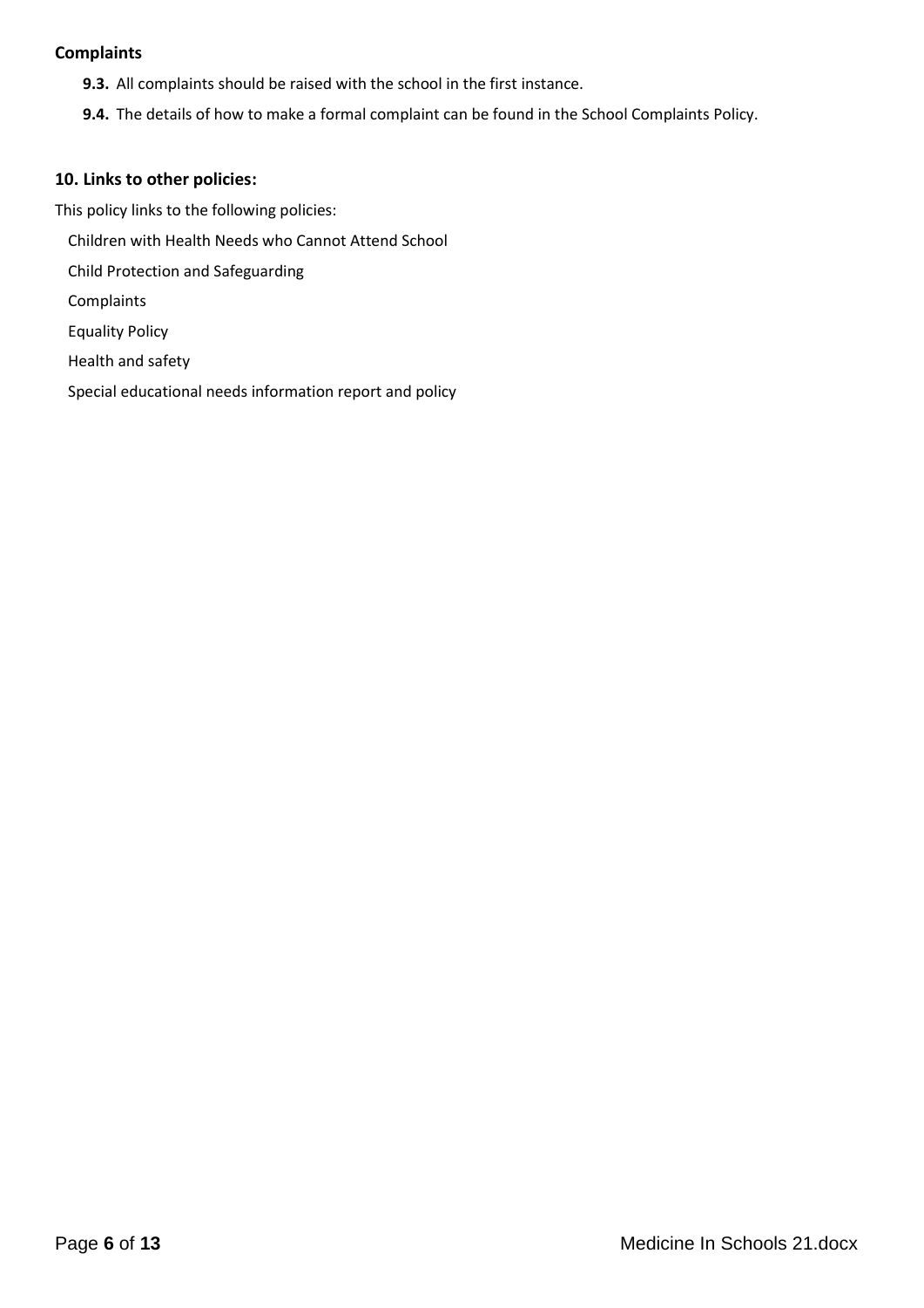**Complaints**

**9.3.** All complaints should be raised with the school in the first instance.

**9.4.** The details of how to make a formal complaint can be found in the School Complaints Policy.

## 10. Links to other policies:

This policy links to the following policies:

- Children with Health Needs who Cannot Attend School
- Child Protection and Safeguarding
- Complaints
- Equality Policy
- Health and safety
- Special educational needs information report and policy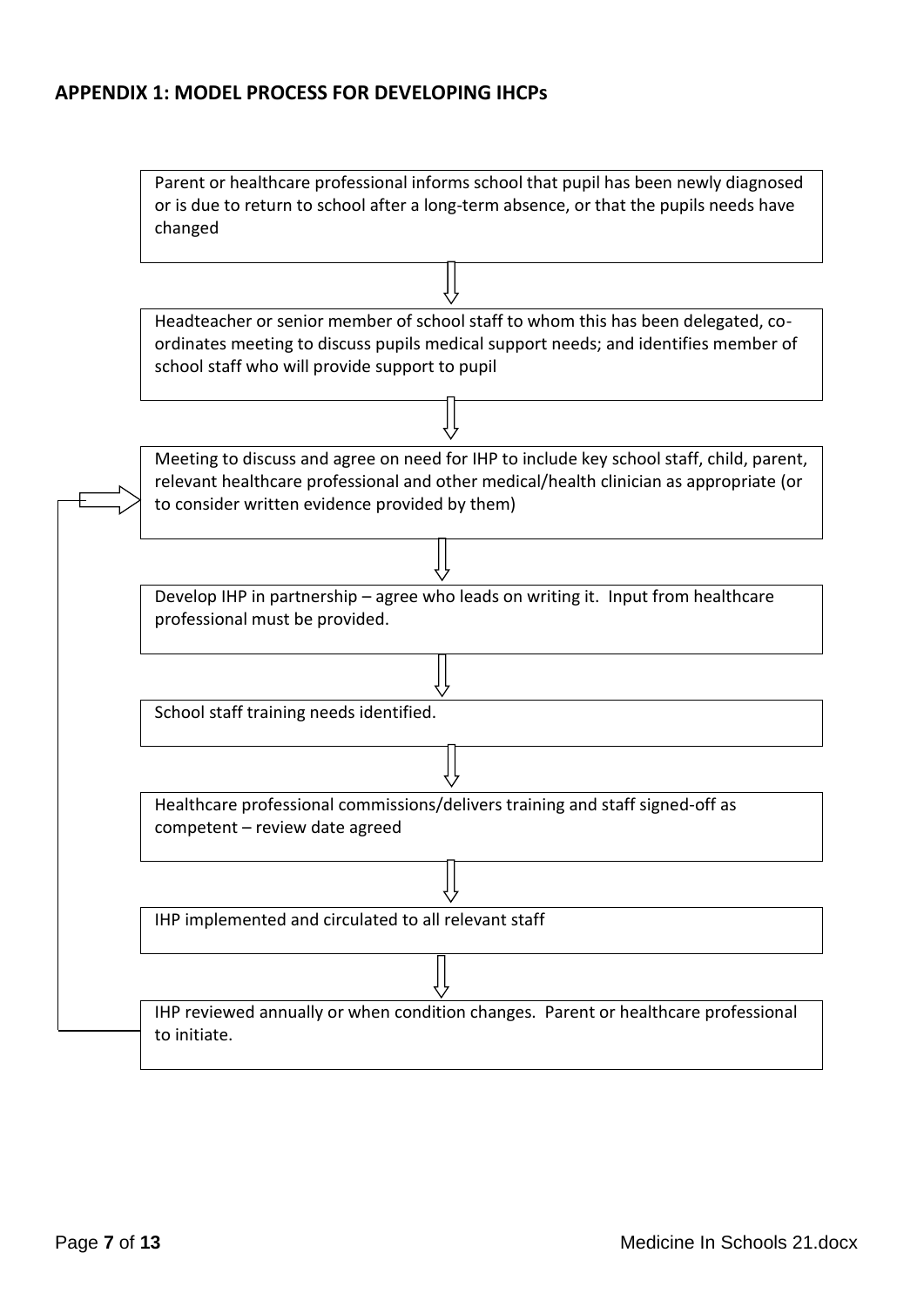## APPENDIX 1: MODEL PROCESS FOR DEVELOPING IHCPs

Parent or healthcare professional informs school that pupil has been newly diagnosed or is due to return to school after a long-term absence, or that the pupils needs have changed

↓

Headteacher or senior member of school staff to whom this has been delegated, co-ordinates meeting to discuss pupils medical support needs; and identifies member of school staff who will provide support to pupil

↓

Meeting to discuss and agree on need for IHP to include key school staff, child, parent, relevant healthcare professional and other medical/health clinician as appropriate (or to consider written evidence provided by them)

↓

Develop IHP in partnership – agree who leads on writing it. Input from healthcare professional must be provided.

↓

School staff training needs identified.

↓

Healthcare professional commissions/delivers training and staff signed-off as competent – review date agreed

↓

IHP implemented and circulated to all relevant staff

↓

IHP reviewed annually or when condition changes. Parent or healthcare professional to initiate.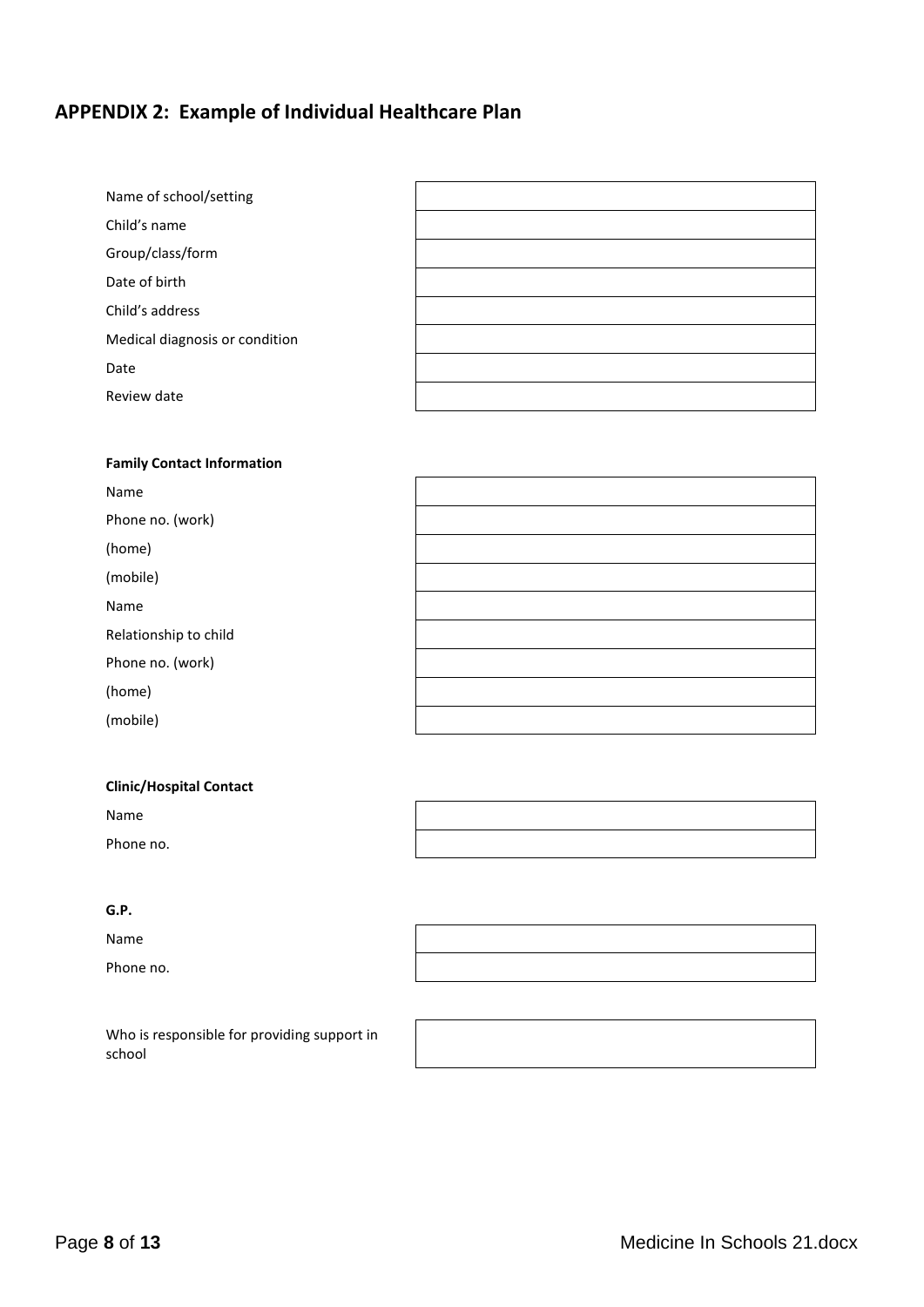## APPENDIX 2: Example of Individual Healthcare Plan

| | |
|---|---|
| Name of school/setting | |
| Child's name | |
| Group/class/form | |
| Date of birth | |
| Child's address | |
| Medical diagnosis or condition | |
| Date | |
| Review date | |

**Family Contact Information**

| | |
|---|---|
| Name | |
| Phone no. (work) | |
| (home) | |
| (mobile) | |
| Name | |
| Relationship to child | |
| Phone no. (work) | |
| (home) | |
| (mobile) | |

**Clinic/Hospital Contact**

| | |
|---|---|
| Name | |
| Phone no. | |

**G.P.**

| | |
|---|---|
| Name | |
| Phone no. | |

| | |
|---|---|
| Who is responsible for providing support in school | |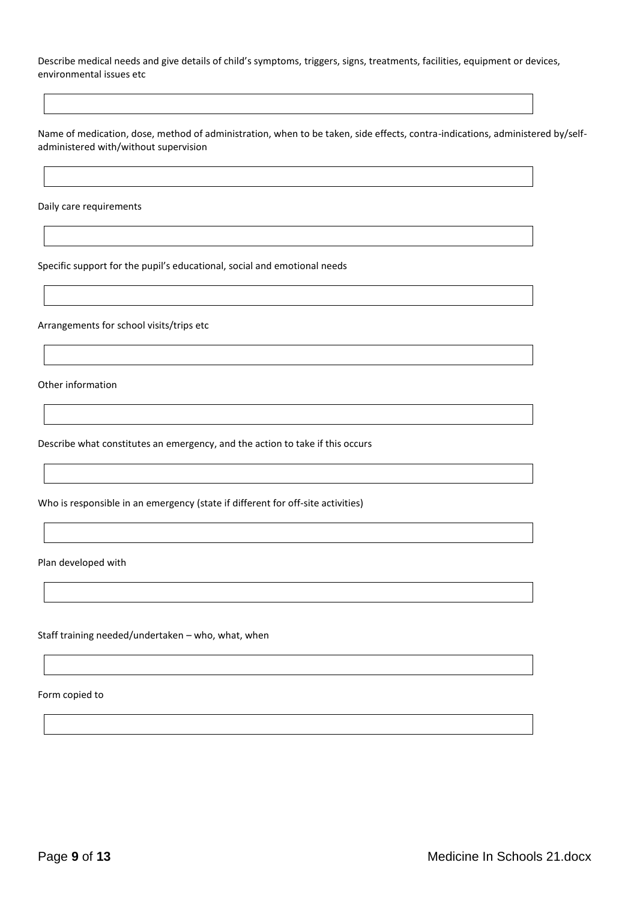Describe medical needs and give details of child's symptoms, triggers, signs, treatments, facilities, equipment or devices, environmental issues etc

| |
|---|
| |

Name of medication, dose, method of administration, when to be taken, side effects, contra-indications, administered by/self-administered with/without supervision

| |
|---|
| |

Daily care requirements

| |
|---|
| |

Specific support for the pupil's educational, social and emotional needs

| |
|---|
| |

Arrangements for school visits/trips etc

| |
|---|
| |

Other information

| |
|---|
| |

Describe what constitutes an emergency, and the action to take if this occurs

| |
|---|
| |

Who is responsible in an emergency (state if different for off-site activities)

| |
|---|
| |

Plan developed with

| |
|---|
| |

Staff training needed/undertaken – who, what, when

| |
|---|
| |

Form copied to

| |
|---|
| |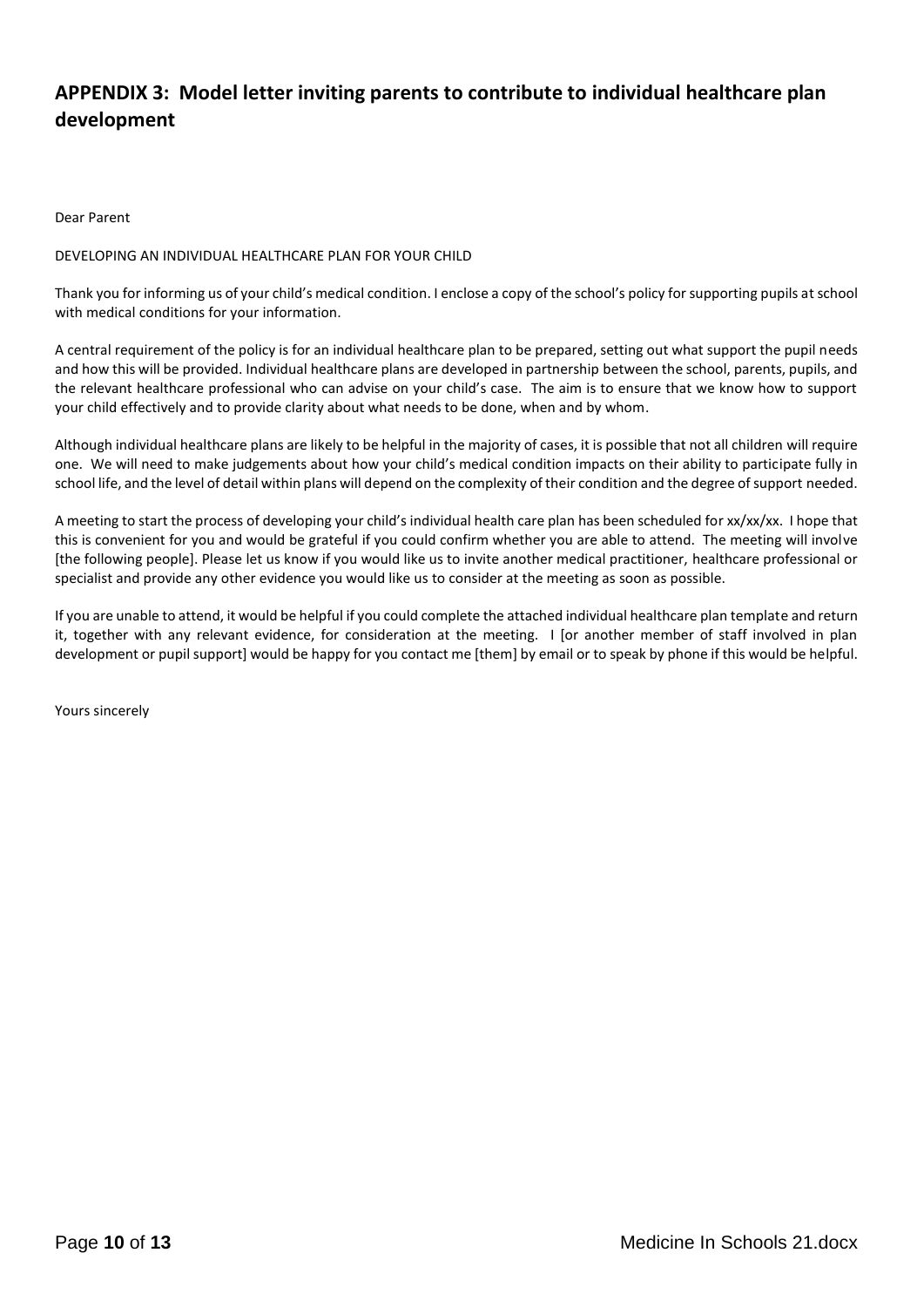## APPENDIX 3: Model letter inviting parents to contribute to individual healthcare plan development

Dear Parent

DEVELOPING AN INDIVIDUAL HEALTHCARE PLAN FOR YOUR CHILD

Thank you for informing us of your child's medical condition. I enclose a copy of the school's policy for supporting pupils at school with medical conditions for your information.

A central requirement of the policy is for an individual healthcare plan to be prepared, setting out what support the pupil needs and how this will be provided. Individual healthcare plans are developed in partnership between the school, parents, pupils, and the relevant healthcare professional who can advise on your child's case. The aim is to ensure that we know how to support your child effectively and to provide clarity about what needs to be done, when and by whom.

Although individual healthcare plans are likely to be helpful in the majority of cases, it is possible that not all children will require one. We will need to make judgements about how your child's medical condition impacts on their ability to participate fully in school life, and the level of detail within plans will depend on the complexity of their condition and the degree of support needed.

A meeting to start the process of developing your child's individual health care plan has been scheduled for xx/xx/xx. I hope that this is convenient for you and would be grateful if you could confirm whether you are able to attend. The meeting will involve [the following people]. Please let us know if you would like us to invite another medical practitioner, healthcare professional or specialist and provide any other evidence you would like us to consider at the meeting as soon as possible.

If you are unable to attend, it would be helpful if you could complete the attached individual healthcare plan template and return it, together with any relevant evidence, for consideration at the meeting. I [or another member of staff involved in plan development or pupil support] would be happy for you contact me [them] by email or to speak by phone if this would be helpful.

Yours sincerely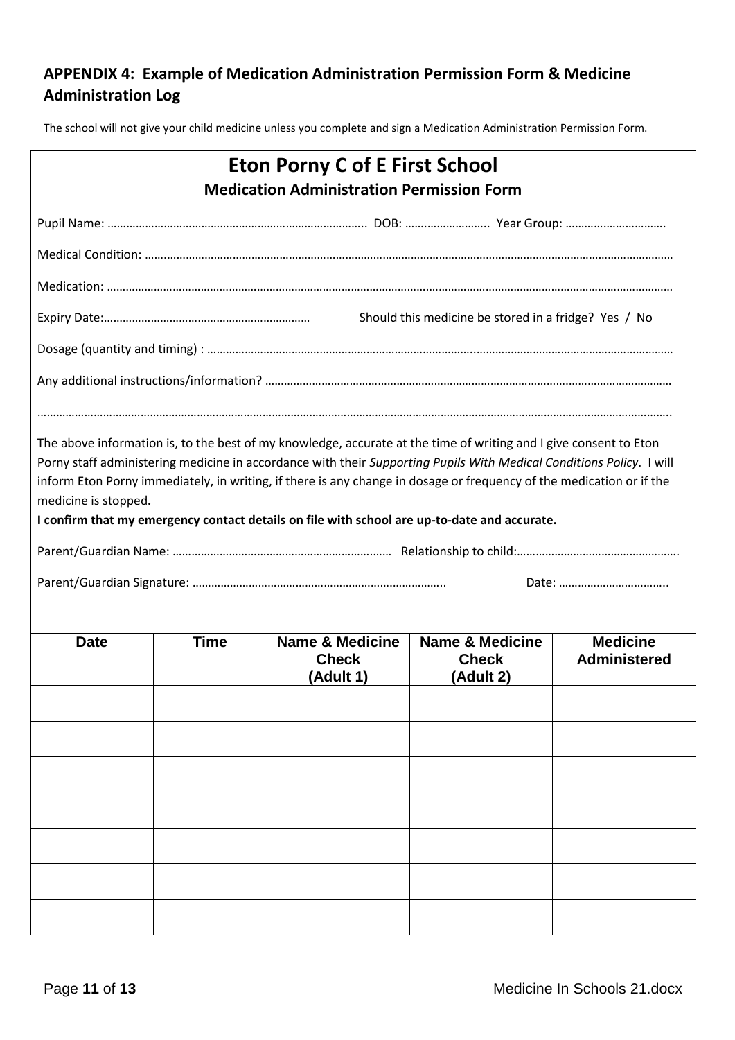## APPENDIX 4: Example of Medication Administration Permission Form & Medicine Administration Log

The school will not give your child medicine unless you complete and sign a Medication Administration Permission Form.

# Eton Porny C of E First School

### Medication Administration Permission Form

Pupil Name: ……………………………………………………………………….. DOB: …………………….. Year Group: …………………………..

Medical Condition: ……………………………………………………………………………………………………………………………………………

Medication: ………………………………………………………………………………………………………………………………………………………

Expiry Date:………………………………………………………… Should this medicine be stored in a fridge? Yes / No

Dosage (quantity and timing) : …………………………………………………………………………………………………………………………

Any additional instructions/information? ………………………………………………………………………………………………………

……………………………………………………………………………………………………………………………………………………………………..

The above information is, to the best of my knowledge, accurate at the time of writing and I give consent to Eton Porny staff administering medicine in accordance with their *Supporting Pupils With Medical Conditions Policy*. I will inform Eton Porny immediately, in writing, if there is any change in dosage or frequency of the medication or if the medicine is stopped**.**

**I confirm that my emergency contact details on file with school are up-to-date and accurate.**

Parent/Guardian Name: …………………………………………………………… Relationship to child:…………………………………………….

Parent/Guardian Signature: …………………………………………………………………….. Date: ……………………………..

| Date | Time | Name & Medicine Check (Adult 1) | Name & Medicine Check (Adult 2) | Medicine Administered |
|---|---|---|---|---|
| | | | | |
| | | | | |
| | | | | |
| | | | | |
| | | | | |
| | | | | |
| | | | | |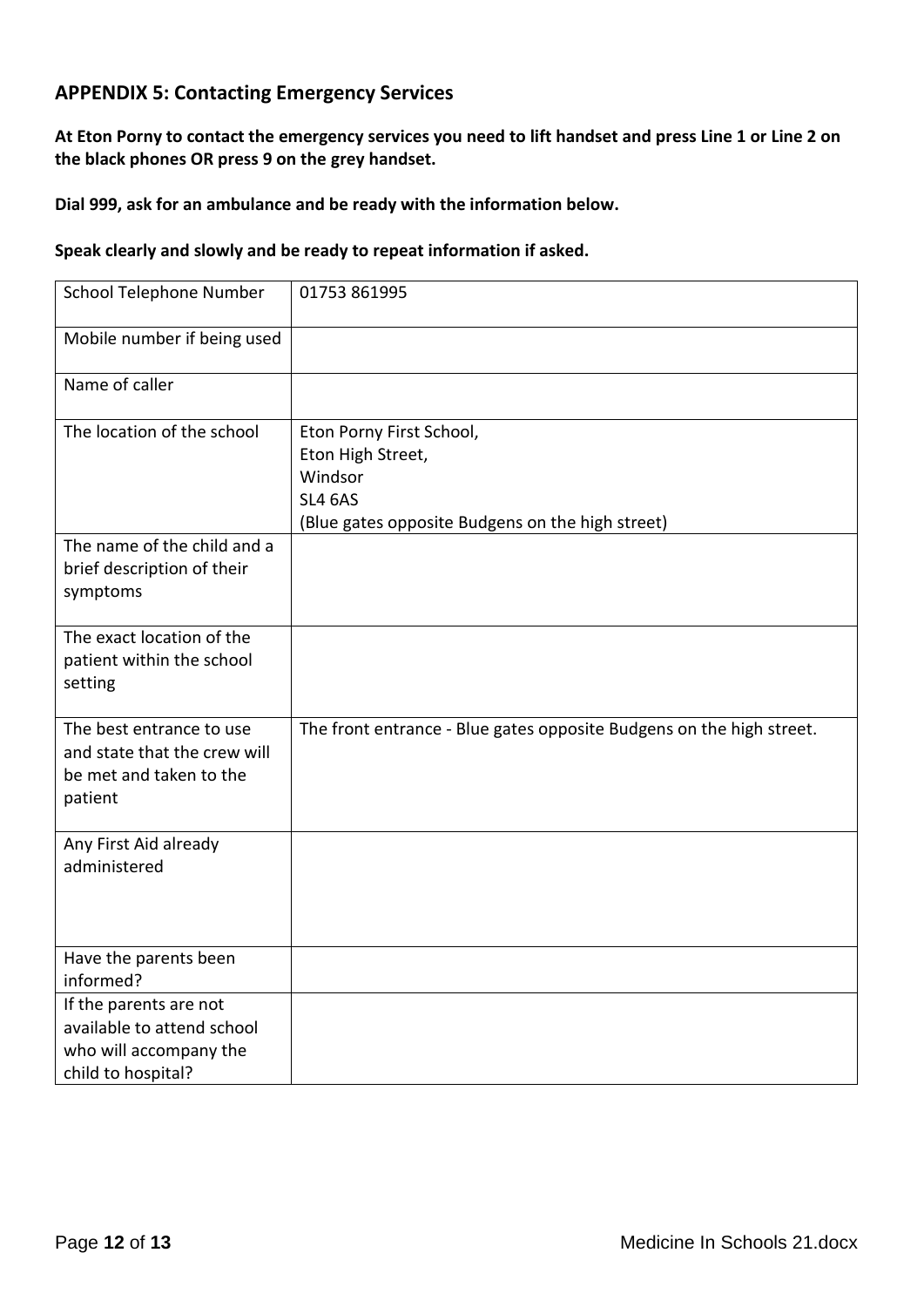## APPENDIX 5: Contacting Emergency Services

**At Eton Porny to contact the emergency services you need to lift handset and press Line 1 or Line 2 on the black phones OR press 9 on the grey handset.**

**Dial 999, ask for an ambulance and be ready with the information below.**

**Speak clearly and slowly and be ready to repeat information if asked.**

| | |
|---|---|
| School Telephone Number | 01753 861995 |
| Mobile number if being used | |
| Name of caller | |
| The location of the school | Eton Porny First School,<br>Eton High Street,<br>Windsor<br>SL4 6AS<br>(Blue gates opposite Budgens on the high street) |
| The name of the child and a brief description of their symptoms | |
| The exact location of the patient within the school setting | |
| The best entrance to use and state that the crew will be met and taken to the patient | The front entrance - Blue gates opposite Budgens on the high street. |
| Any First Aid already administered | |
| Have the parents been informed? | |
| If the parents are not available to attend school who will accompany the child to hospital? | |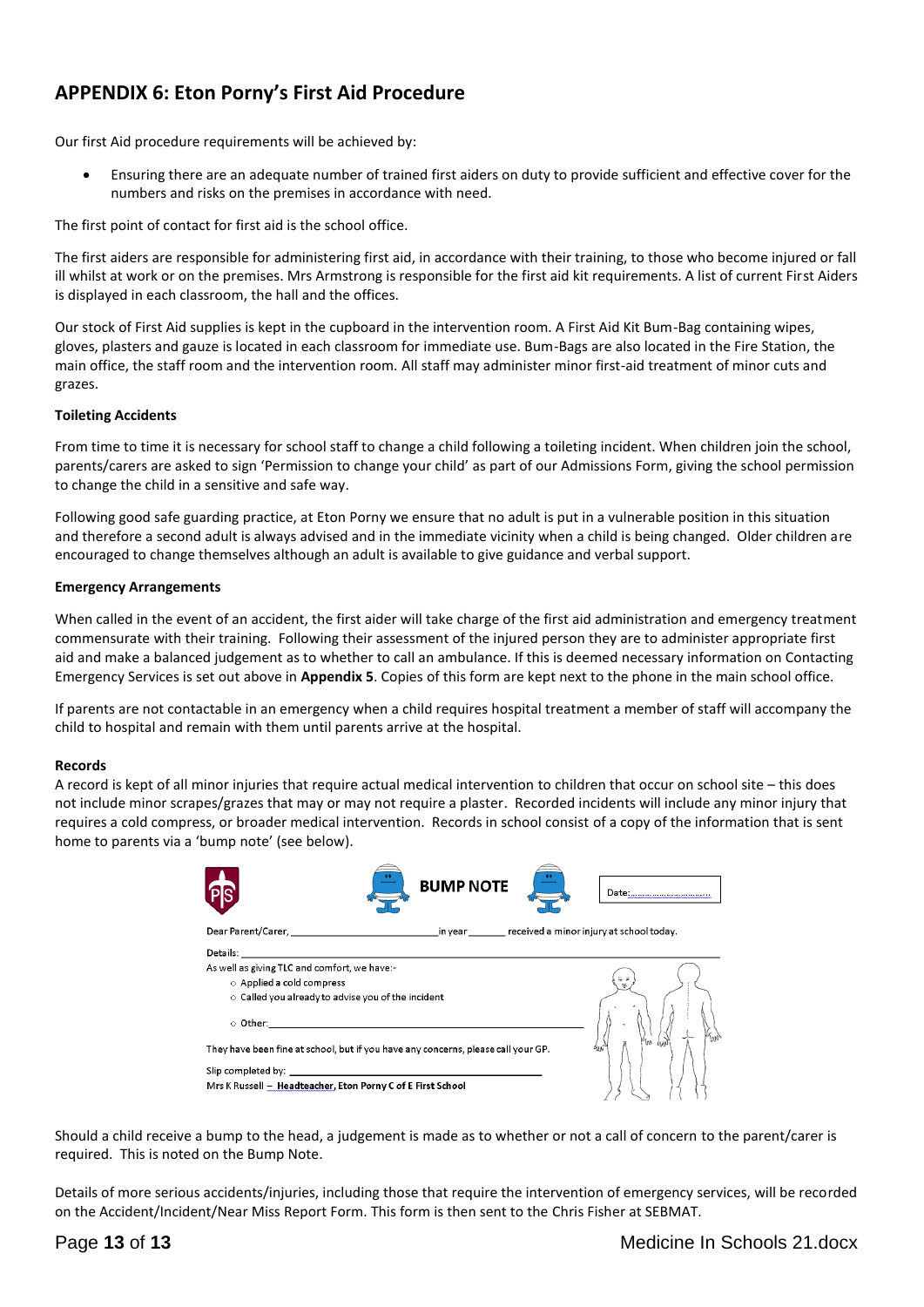## APPENDIX 6: Eton Porny's First Aid Procedure

Our first Aid procedure requirements will be achieved by:

- Ensuring there are an adequate number of trained first aiders on duty to provide sufficient and effective cover for the numbers and risks on the premises in accordance with need.

The first point of contact for first aid is the school office.

The first aiders are responsible for administering first aid, in accordance with their training, to those who become injured or fall ill whilst at work or on the premises. Mrs Armstrong is responsible for the first aid kit requirements. A list of current First Aiders is displayed in each classroom, the hall and the offices.

Our stock of First Aid supplies is kept in the cupboard in the intervention room. A First Aid Kit Bum-Bag containing wipes, gloves, plasters and gauze is located in each classroom for immediate use. Bum-Bags are also located in the Fire Station, the main office, the staff room and the intervention room. All staff may administer minor first-aid treatment of minor cuts and grazes.

**Toileting Accidents**

From time to time it is necessary for school staff to change a child following a toileting incident. When children join the school, parents/carers are asked to sign 'Permission to change your child' as part of our Admissions Form, giving the school permission to change the child in a sensitive and safe way.

Following good safe guarding practice, at Eton Porny we ensure that no adult is put in a vulnerable position in this situation and therefore a second adult is always advised and in the immediate vicinity when a child is being changed. Older children are encouraged to change themselves although an adult is available to give guidance and verbal support.

**Emergency Arrangements**

When called in the event of an accident, the first aider will take charge of the first aid administration and emergency treatment commensurate with their training. Following their assessment of the injured person they are to administer appropriate first aid and make a balanced judgement as to whether to call an ambulance. If this is deemed necessary information on Contacting Emergency Services is set out above in **Appendix 5**. Copies of this form are kept next to the phone in the main school office.

If parents are not contactable in an emergency when a child requires hospital treatment a member of staff will accompany the child to hospital and remain with them until parents arrive at the hospital.

**Records**

A record is kept of all minor injuries that require actual medical intervention to children that occur on school site – this does not include minor scrapes/grazes that may or may not require a plaster. Recorded incidents will include any minor injury that requires a cold compress, or broader medical intervention. Records in school consist of a copy of the information that is sent home to parents via a 'bump note' (see below).

**BUMP NOTE**

Date:.............................

Dear Parent/Carer, ____________________ in year ______ received a minor injury at school today.

Details: ____________________

As well as giving TLC and comfort, we have:-

- Applied a cold compress
- Called you already to advise you of the incident
- Other: ____________________

They have been fine at school, but if you have any concerns, please call your GP.

Slip completed by: ____________________

Mrs K Russell – Headteacher, Eton Porny C of E First School

Should a child receive a bump to the head, a judgement is made as to whether or not a call of concern to the parent/carer is required. This is noted on the Bump Note.

Details of more serious accidents/injuries, including those that require the intervention of emergency services, will be recorded on the Accident/Incident/Near Miss Report Form. This form is then sent to the Chris Fisher at SEBMAT.